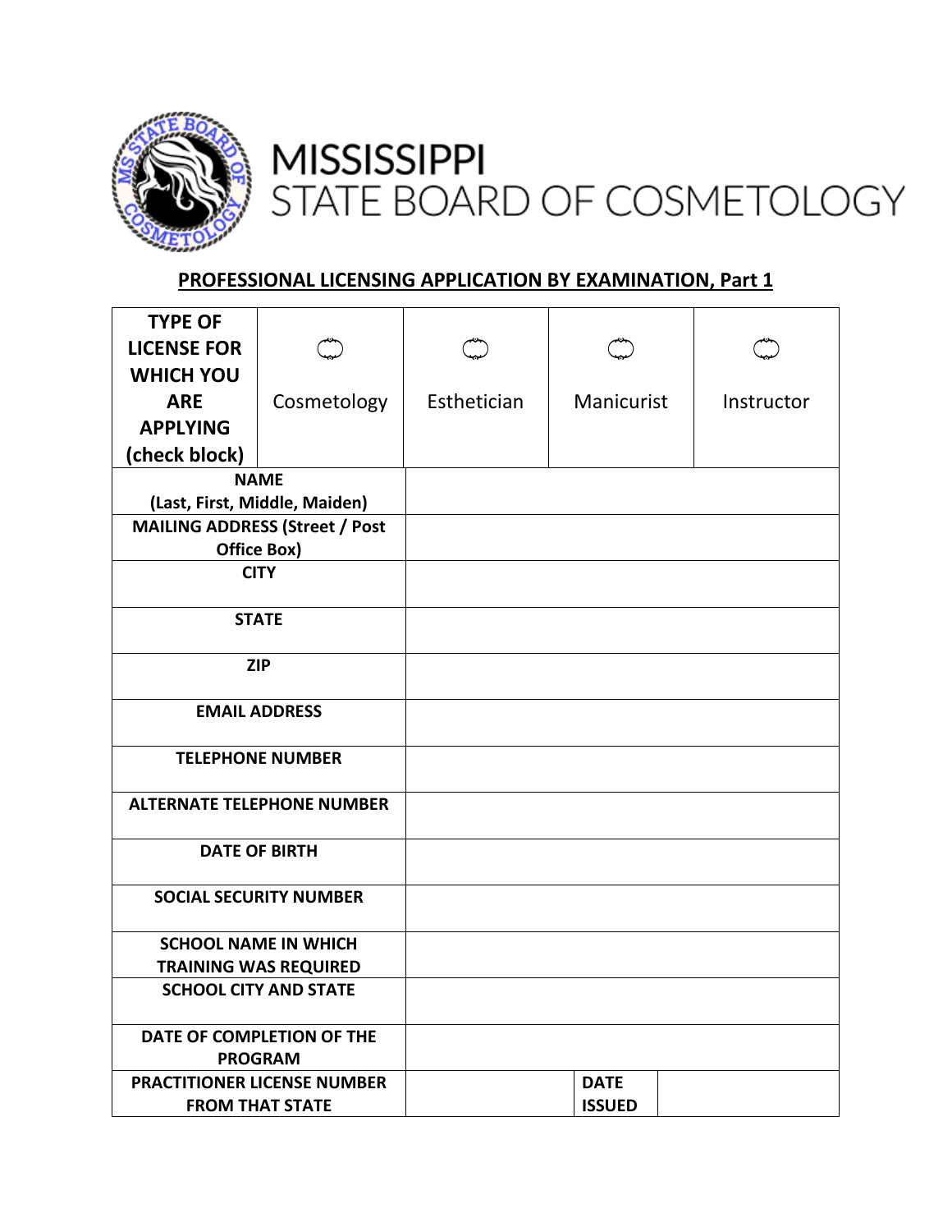# MISSISSIPPI
# STATE BOARD OF COSMETOLOGY

## PROFESSIONAL LICENSING APPLICATION BY EXAMINATION, Part 1

| **TYPE OF LICENSE FOR WHICH YOU ARE APPLYING (check block)** | ○ Cosmetology | ○ Esthetician | ○ Manicurist | ○ Instructor |
|---|---|---|---|---|
| **NAME (Last, First, Middle, Maiden)** | | | | |
| **MAILING ADDRESS (Street / Post Office Box)** | | | | |
| **CITY** | | | | |
| **STATE** | | | | |
| **ZIP** | | | | |
| **EMAIL ADDRESS** | | | | |
| **TELEPHONE NUMBER** | | | | |
| **ALTERNATE TELEPHONE NUMBER** | | | | |
| **DATE OF BIRTH** | | | | |
| **SOCIAL SECURITY NUMBER** | | | | |
| **SCHOOL NAME IN WHICH TRAINING WAS REQUIRED** | | | | |
| **SCHOOL CITY AND STATE** | | | | |
| **DATE OF COMPLETION OF THE PROGRAM** | | | | |
| **PRACTITIONER LICENSE NUMBER FROM THAT STATE** | | | **DATE ISSUED** | |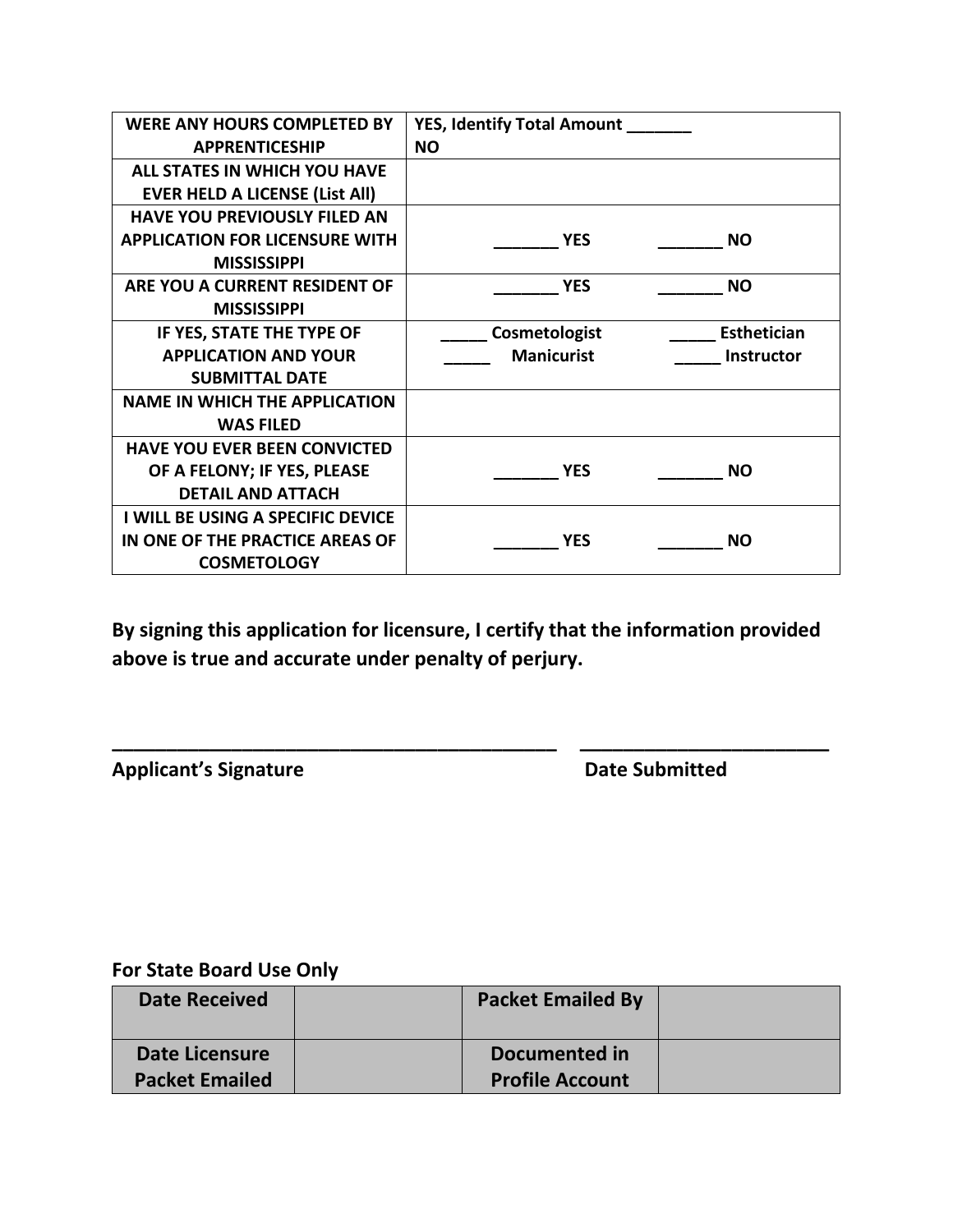| | |
|---|---|
| **WERE ANY HOURS COMPLETED BY APPRENTICESHIP** | **YES, Identify Total Amount _______**<br>**NO** |
| **ALL STATES IN WHICH YOU HAVE EVER HELD A LICENSE (List All)** | |
| **HAVE YOU PREVIOUSLY FILED AN APPLICATION FOR LICENSURE WITH MISSISSIPPI** | **_______ YES _______ NO** |
| **ARE YOU A CURRENT RESIDENT OF MISSISSIPPI** | **_______ YES _______ NO** |
| **IF YES, STATE THE TYPE OF APPLICATION AND YOUR SUBMITTAL DATE** | **_____ Cosmetologist _____ Esthetician**<br>**_____ Manicurist _____ Instructor** |
| **NAME IN WHICH THE APPLICATION WAS FILED** | |
| **HAVE YOU EVER BEEN CONVICTED OF A FELONY; IF YES, PLEASE DETAIL AND ATTACH** | **_______ YES _______ NO** |
| **I WILL BE USING A SPECIFIC DEVICE IN ONE OF THE PRACTICE AREAS OF COSMETOLOGY** | **_______ YES _______ NO** |

**By signing this application for licensure, I certify that the information provided above is true and accurate under penalty of perjury.**

\_\_\_\_\_\_\_\_\_\_\_\_\_\_\_\_\_\_\_\_\_\_\_\_\_\_\_\_\_\_\_\_\_\_\_\_\_\_\_\_\_\_\_\_ \_\_\_\_\_\_\_\_\_\_\_\_\_\_\_\_\_\_\_\_\_\_\_\_\_\_

**Applicant's Signature** **Date Submitted**

**For State Board Use Only**

| | | | |
|---|---|---|---|
| **Date Received** | | **Packet Emailed By** | |
| **Date Licensure Packet Emailed** | | **Documented in Profile Account** | |